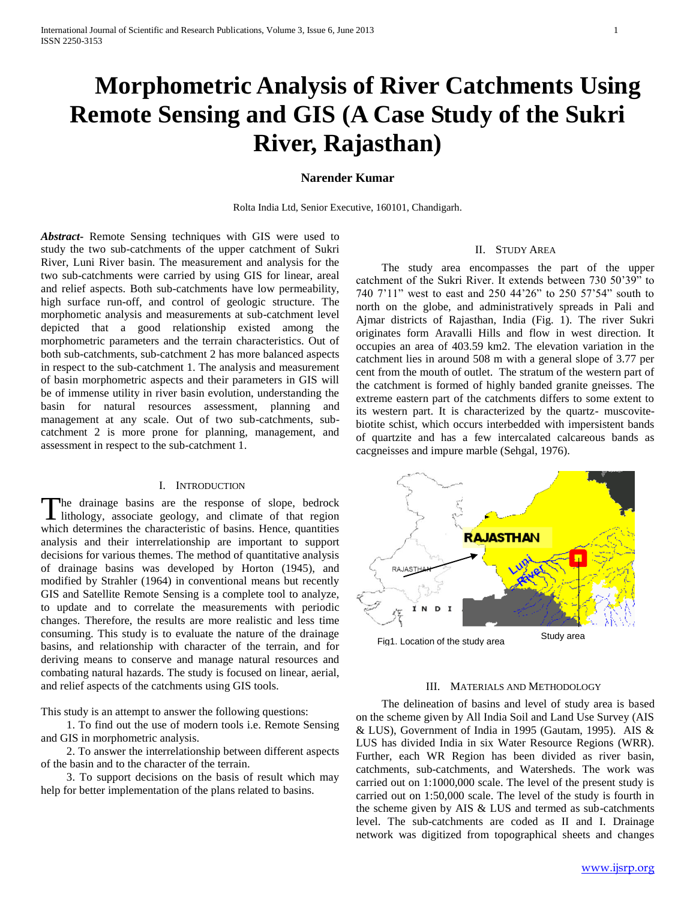# Morphometric Analysis of River Catchments Using Remote Sensing and GIS (A Case Study of the Sukri River, Rajasthan)

**Narender Kumar**

Rolta India Ltd, Senior Executive, 160101, Chandigarh.

***Abstract-*** Remote Sensing techniques with GIS were used to study the two sub-catchments of the upper catchment of Sukri River, Luni River basin. The measurement and analysis for the two sub-catchments were carried by using GIS for linear, areal and relief aspects. Both sub-catchments have low permeability, high surface run-off, and control of geologic structure. The morphometic analysis and measurements at sub-catchment level depicted that a good relationship existed among the morphometric parameters and the terrain characteristics. Out of both sub-catchments, sub-catchment 2 has more balanced aspects in respect to the sub-catchment 1. The analysis and measurement of basin morphometric aspects and their parameters in GIS will be of immense utility in river basin evolution, understanding the basin for natural resources assessment, planning and management at any scale. Out of two sub-catchments, sub-catchment 2 is more prone for planning, management, and assessment in respect to the sub-catchment 1.

## I. Introduction

The drainage basins are the response of slope, bedrock lithology, associate geology, and climate of that region which determines the characteristic of basins. Hence, quantities analysis and their interrelationship are important to support decisions for various themes. The method of quantitative analysis of drainage basins was developed by Horton (1945), and modified by Strahler (1964) in conventional means but recently GIS and Satellite Remote Sensing is a complete tool to analyze, to update and to correlate the measurements with periodic changes. Therefore, the results are more realistic and less time consuming. This study is to evaluate the nature of the drainage basins, and relationship with character of the terrain, and for deriving means to conserve and manage natural resources and combating natural hazards. The study is focused on linear, aerial, and relief aspects of the catchments using GIS tools.

This study is an attempt to answer the following questions:

1. To find out the use of modern tools i.e. Remote Sensing and GIS in morphometric analysis.
2. To answer the interrelationship between different aspects of the basin and to the character of the terrain.
3. To support decisions on the basis of result which may help for better implementation of the plans related to basins.

## II. Study Area

The study area encompasses the part of the upper catchment of the Sukri River. It extends between 730 50'39" to 740 7'11" west to east and 250 44'26" to 250 57'54" south to north on the globe, and administratively spreads in Pali and Ajmar districts of Rajasthan, India (Fig. 1). The river Sukri originates form Aravalli Hills and flow in west direction. It occupies an area of 403.59 km2. The elevation variation in the catchment lies in around 508 m with a general slope of 3.77 per cent from the mouth of outlet. The stratum of the western part of the catchment is formed of highly banded granite gneisses. The extreme eastern part of the catchments differs to some extent to its western part. It is characterized by the quartz- muscovite-biotite schist, which occurs interbedded with impersistent bands of quartzite and has a few intercalated calcareous bands as cacgneisses and impure marble (Sehgal, 1976).

Fig1. Location of the study area

## III. Materials and Methodology

The delineation of basins and level of study area is based on the scheme given by All India Soil and Land Use Survey (AIS & LUS), Government of India in 1995 (Gautam, 1995). AIS & LUS has divided India in six Water Resource Regions (WRR). Further, each WR Region has been divided as river basin, catchments, sub-catchments, and Watersheds. The work was carried out on 1:1000,000 scale. The level of the present study is carried out on 1:50,000 scale. The level of the study is fourth in the scheme given by AIS & LUS and termed as sub-catchments level. The sub-catchments are coded as II and I. Drainage network was digitized from topographical sheets and changes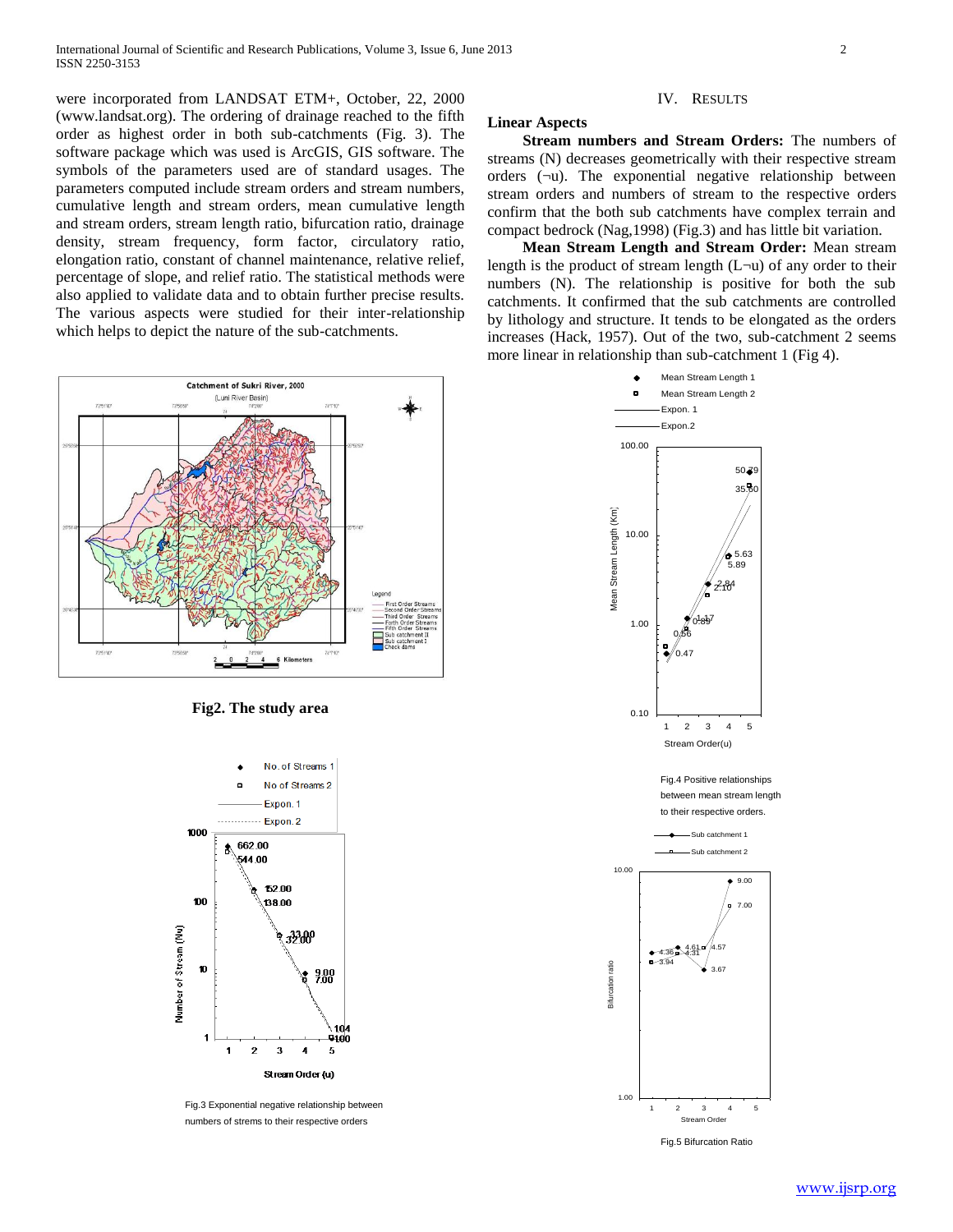were incorporated from LANDSAT ETM+, October, 22, 2000 (www.landsat.org). The ordering of drainage reached to the fifth order as highest order in both sub-catchments (Fig. 3). The software package which was used is ArcGIS, GIS software. The symbols of the parameters used are of standard usages. The parameters computed include stream orders and stream numbers, cumulative length and stream orders, mean cumulative length and stream orders, stream length ratio, bifurcation ratio, drainage density, stream frequency, form factor, circulatory ratio, elongation ratio, constant of channel maintenance, relative relief, percentage of slope, and relief ratio. The statistical methods were also applied to validate data and to obtain further precise results. The various aspects were studied for their inter-relationship which helps to depict the nature of the sub-catchments.

**Fig2. The study area**

Fig.3 Exponential negative relationship between numbers of strems to their respective orders

## IV. Results

### Linear Aspects

**Stream numbers and Stream Orders:** The numbers of streams (N) decreases geometrically with their respective stream orders (¬u). The exponential negative relationship between stream orders and numbers of stream to the respective orders confirm that the both sub catchments have complex terrain and compact bedrock (Nag,1998) (Fig.3) and has little bit variation.

**Mean Stream Length and Stream Order:** Mean stream length is the product of stream length (L¬u) of any order to their numbers (N). The relationship is positive for both the sub catchments. It confirmed that the sub catchments are controlled by lithology and structure. It tends to be elongated as the orders increases (Hack, 1957). Out of the two, sub-catchment 2 seems more linear in relationship than sub-catchment 1 (Fig 4).

Fig.4 Positive relationships between mean stream length to their respective orders.

Fig.5 Bifurcation Ratio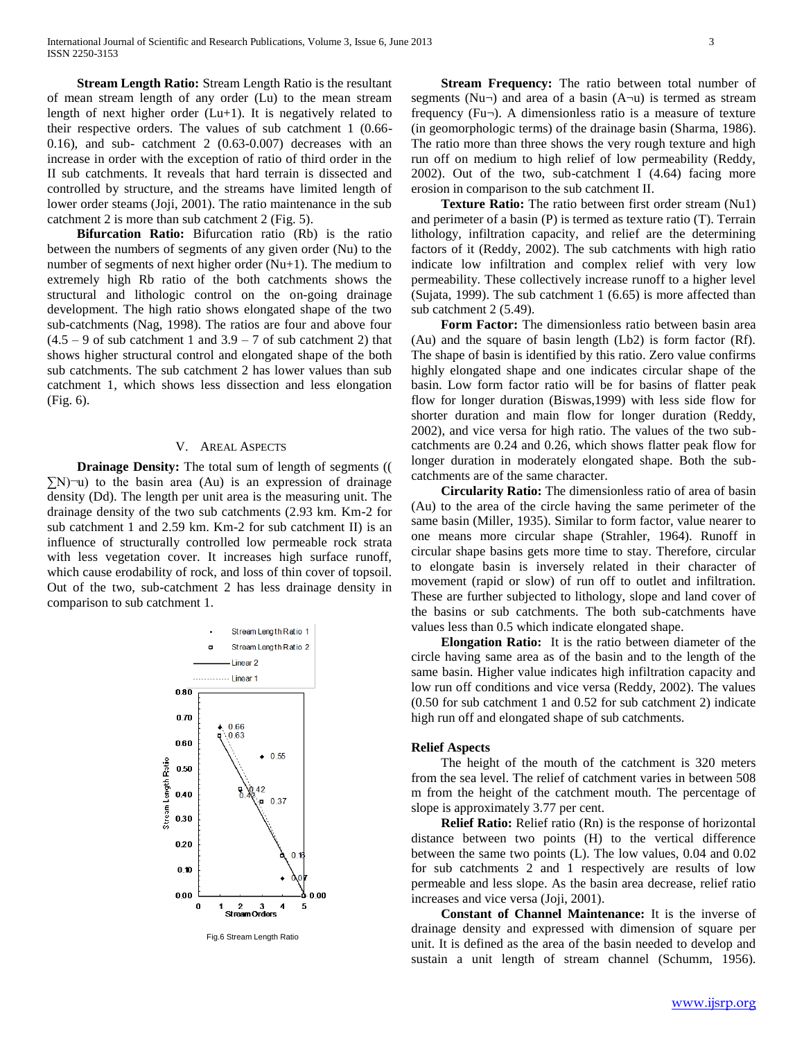**Stream Length Ratio:** Stream Length Ratio is the resultant of mean stream length of any order (Lu) to the mean stream length of next higher order (Lu+1). It is negatively related to their respective orders. The values of sub catchment 1 (0.66-0.16), and sub- catchment 2 (0.63-0.007) decreases with an increase in order with the exception of ratio of third order in the II sub catchments. It reveals that hard terrain is dissected and controlled by structure, and the streams have limited length of lower order steams (Joji, 2001). The ratio maintenance in the sub catchment 2 is more than sub catchment 2 (Fig. 5).

**Bifurcation Ratio:** Bifurcation ratio (Rb) is the ratio between the numbers of segments of any given order (Nu) to the number of segments of next higher order (Nu+1). The medium to extremely high Rb ratio of the both catchments shows the structural and lithologic control on the on-going drainage development. The high ratio shows elongated shape of the two sub-catchments (Nag, 1998). The ratios are four and above four (4.5 – 9 of sub catchment 1 and 3.9 – 7 of sub catchment 2) that shows higher structural control and elongated shape of the both sub catchments. The sub catchment 2 has lower values than sub catchment 1, which shows less dissection and less elongation (Fig. 6).

## V. Areal Aspects

**Drainage Density:** The total sum of length of segments (( ∑N)¬u) to the basin area (Au) is an expression of drainage density (Dd). The length per unit area is the measuring unit. The drainage density of the two sub catchments (2.93 km. Km-2 for sub catchment 1 and 2.59 km. Km-2 for sub catchment II) is an influence of structurally controlled low permeable rock strata with less vegetation cover. It increases high surface runoff, which cause erodability of rock, and loss of thin cover of topsoil. Out of the two, sub-catchment 2 has less drainage density in comparison to sub catchment 1.

Fig.6 Stream Length Ratio

**Stream Frequency:** The ratio between total number of segments (Nu¬) and area of a basin (A¬u) is termed as stream frequency (Fu¬). A dimensionless ratio is a measure of texture (in geomorphologic terms) of the drainage basin (Sharma, 1986). The ratio more than three shows the very rough texture and high run off on medium to high relief of low permeability (Reddy, 2002). Out of the two, sub-catchment I (4.64) facing more erosion in comparison to the sub catchment II.

**Texture Ratio:** The ratio between first order stream (Nu1) and perimeter of a basin (P) is termed as texture ratio (T). Terrain lithology, infiltration capacity, and relief are the determining factors of it (Reddy, 2002). The sub catchments with high ratio indicate low infiltration and complex relief with very low permeability. These collectively increase runoff to a higher level (Sujata, 1999). The sub catchment 1 (6.65) is more affected than sub catchment 2 (5.49).

**Form Factor:** The dimensionless ratio between basin area (Au) and the square of basin length (Lb2) is form factor (Rf). The shape of basin is identified by this ratio. Zero value confirms highly elongated shape and one indicates circular shape of the basin. Low form factor ratio will be for basins of flatter peak flow for longer duration (Biswas,1999) with less side flow for shorter duration and main flow for longer duration (Reddy, 2002), and vice versa for high ratio. The values of the two sub-catchments are 0.24 and 0.26, which shows flatter peak flow for longer duration in moderately elongated shape. Both the sub-catchments are of the same character.

**Circularity Ratio:** The dimensionless ratio of area of basin (Au) to the area of the circle having the same perimeter of the same basin (Miller, 1935). Similar to form factor, value nearer to one means more circular shape (Strahler, 1964). Runoff in circular shape basins gets more time to stay. Therefore, circular to elongate basin is inversely related in their character of movement (rapid or slow) of run off to outlet and infiltration. These are further subjected to lithology, slope and land cover of the basins or sub catchments. The both sub-catchments have values less than 0.5 which indicate elongated shape.

**Elongation Ratio:** It is the ratio between diameter of the circle having same area as of the basin and to the length of the same basin. Higher value indicates high infiltration capacity and low run off conditions and vice versa (Reddy, 2002). The values (0.50 for sub catchment 1 and 0.52 for sub catchment 2) indicate high run off and elongated shape of sub catchments.

### Relief Aspects

The height of the mouth of the catchment is 320 meters from the sea level. The relief of catchment varies in between 508 m from the height of the catchment mouth. The percentage of slope is approximately 3.77 per cent.

**Relief Ratio:** Relief ratio (Rn) is the response of horizontal distance between two points (H) to the vertical difference between the same two points (L). The low values, 0.04 and 0.02 for sub catchments 2 and 1 respectively are results of low permeable and less slope. As the basin area decrease, relief ratio increases and vice versa (Joji, 2001).

**Constant of Channel Maintenance:** It is the inverse of drainage density and expressed with dimension of square per unit. It is defined as the area of the basin needed to develop and sustain a unit length of stream channel (Schumm, 1956).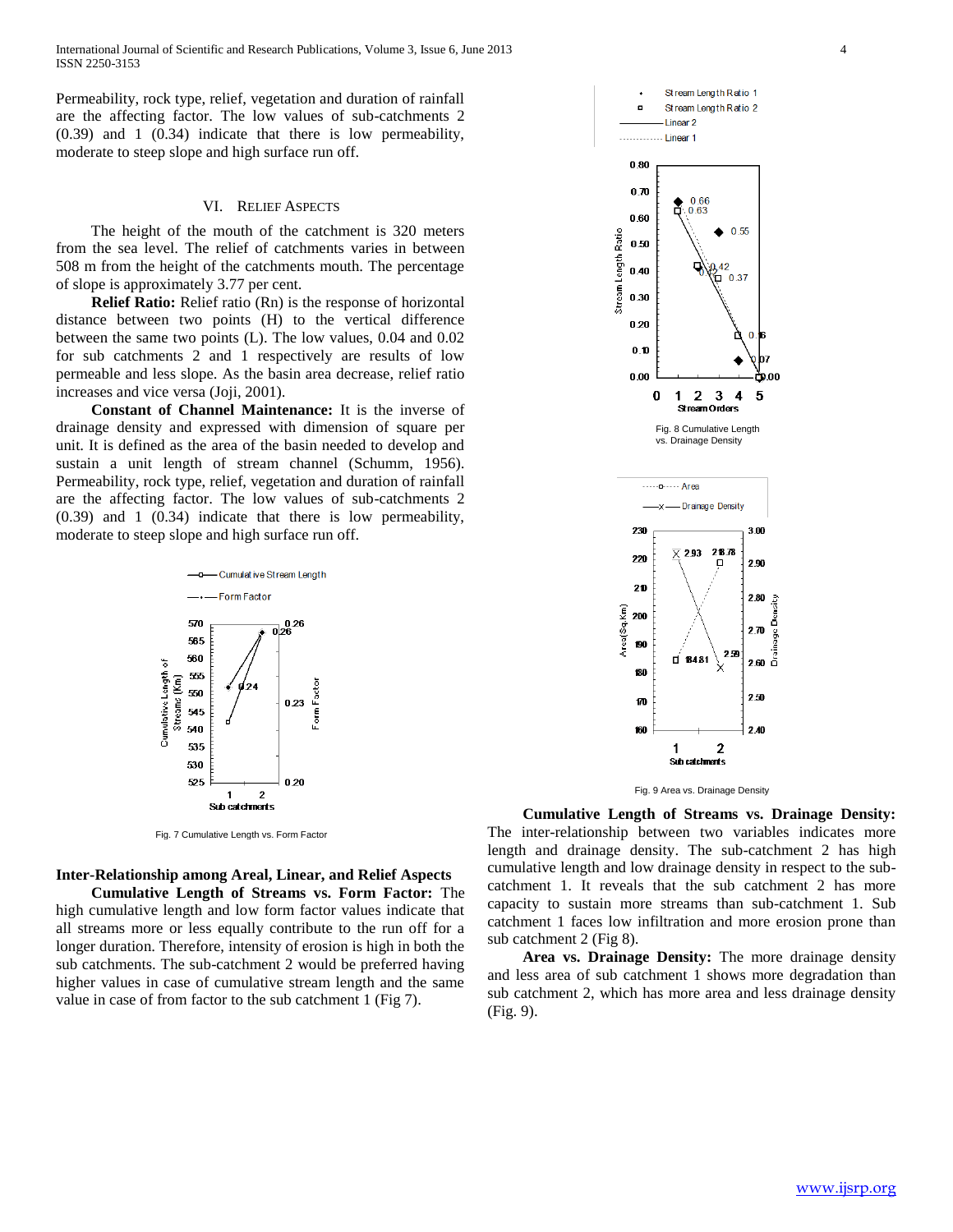Permeability, rock type, relief, vegetation and duration of rainfall are the affecting factor. The low values of sub-catchments 2 (0.39) and 1 (0.34) indicate that there is low permeability, moderate to steep slope and high surface run off.

## VI. RELIEF ASPECTS

The height of the mouth of the catchment is 320 meters from the sea level. The relief of catchments varies in between 508 m from the height of the catchments mouth. The percentage of slope is approximately 3.77 per cent.

**Relief Ratio:** Relief ratio (Rn) is the response of horizontal distance between two points (H) to the vertical difference between the same two points (L). The low values, 0.04 and 0.02 for sub catchments 2 and 1 respectively are results of low permeable and less slope. As the basin area decrease, relief ratio increases and vice versa (Joji, 2001).

**Constant of Channel Maintenance:** It is the inverse of drainage density and expressed with dimension of square per unit. It is defined as the area of the basin needed to develop and sustain a unit length of stream channel (Schumm, 1956). Permeability, rock type, relief, vegetation and duration of rainfall are the affecting factor. The low values of sub-catchments 2 (0.39) and 1 (0.34) indicate that there is low permeability, moderate to steep slope and high surface run off.

Fig. 7 Cumulative Length vs. Form Factor

**Inter-Relationship among Areal, Linear, and Relief Aspects**

**Cumulative Length of Streams vs. Form Factor:** The high cumulative length and low form factor values indicate that all streams more or less equally contribute to the run off for a longer duration. Therefore, intensity of erosion is high in both the sub catchments. The sub-catchment 2 would be preferred having higher values in case of cumulative stream length and the same value in case of from factor to the sub catchment 1 (Fig 7).

Fig. 8 Cumulative Length vs. Drainage Density

Fig. 9 Area vs. Drainage Density

**Cumulative Length of Streams vs. Drainage Density:** The inter-relationship between two variables indicates more length and drainage density. The sub-catchment 2 has high cumulative length and low drainage density in respect to the sub-catchment 1. It reveals that the sub catchment 2 has more capacity to sustain more streams than sub-catchment 1. Sub catchment 1 faces low infiltration and more erosion prone than sub catchment 2 (Fig 8).

**Area vs. Drainage Density:** The more drainage density and less area of sub catchment 1 shows more degradation than sub catchment 2, which has more area and less drainage density (Fig. 9).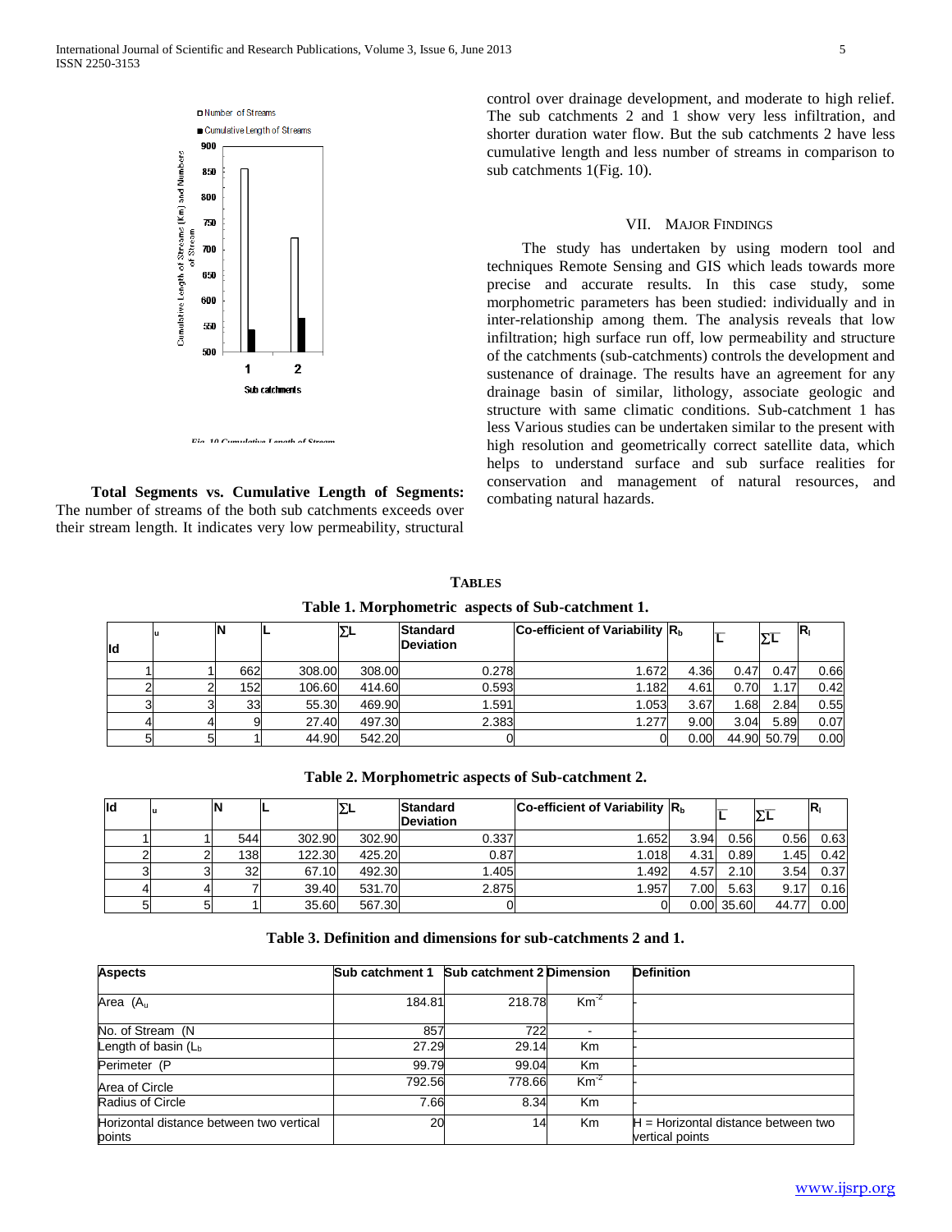Fig. 10 Cumulative Length of Stream

**Total Segments vs. Cumulative Length of Segments:** The number of streams of the both sub catchments exceeds over their stream length. It indicates very low permeability, structural control over drainage development, and moderate to high relief. The sub catchments 2 and 1 show very less infiltration, and shorter duration water flow. But the sub catchments 2 have less cumulative length and less number of streams in comparison to sub catchments 1(Fig. 10).

## VII. Major Findings

The study has undertaken by using modern tool and techniques Remote Sensing and GIS which leads towards more precise and accurate results. In this case study, some morphometric parameters has been studied: individually and in inter-relationship among them. The analysis reveals that low infiltration; high surface run off, low permeability and structure of the catchments (sub-catchments) controls the development and sustenance of drainage. The results have an agreement for any drainage basin of similar, lithology, associate geologic and structure with same climatic conditions. Sub-catchment 1 has less Various studies can be undertaken similar to the present with high resolution and geometrically correct satellite data, which helps to understand surface and sub surface realities for conservation and management of natural resources, and combating natural hazards.

## Tables

**Table 1. Morphometric aspects of Sub-catchment 1.**

| Id | u | N | L | ∑L | Standard Deviation | Co-efficient of Variability | $R_b$ | $\bar{L}$ | $\sum\bar{L}$ | $R_l$ |
|---|---|---|---|---|---|---|---|---|---|---|
| 1 | 1 | 662 | 308.00 | 308.00 | 0.278 | 1.672 | 4.36 | 0.47 | 0.47 | 0.66 |
| 2 | 2 | 152 | 106.60 | 414.60 | 0.593 | 1.182 | 4.61 | 0.70 | 1.17 | 0.42 |
| 3 | 3 | 33 | 55.30 | 469.90 | 1.591 | 1.053 | 3.67 | 1.68 | 2.84 | 0.55 |
| 4 | 4 | 9 | 27.40 | 497.30 | 2.383 | 1.277 | 9.00 | 3.04 | 5.89 | 0.07 |
| 5 | 5 | 1 | 44.90 | 542.20 | 0 | 0 | 0.00 | 44.90 | 50.79 | 0.00 |

**Table 2. Morphometric aspects of Sub-catchment 2.**

| Id | u | N | L | ∑L | Standard Deviation | Co-efficient of Variability | $R_b$ | $\bar{L}$ | $\sum\bar{L}$ | $R_l$ |
|---|---|---|---|---|---|---|---|---|---|---|
| 1 | 1 | 544 | 302.90 | 302.90 | 0.337 | 1.652 | 3.94 | 0.56 | 0.56 | 0.63 |
| 2 | 2 | 138 | 122.30 | 425.20 | 0.87 | 1.018 | 4.31 | 0.89 | 1.45 | 0.42 |
| 3 | 3 | 32 | 67.10 | 492.30 | 1.405 | 1.492 | 4.57 | 2.10 | 3.54 | 0.37 |
| 4 | 4 | 7 | 39.40 | 531.70 | 2.875 | 1.957 | 7.00 | 5.63 | 9.17 | 0.16 |
| 5 | 5 | 1 | 35.60 | 567.30 | 0 | 0 | 0.00 | 35.60 | 44.77 | 0.00 |

**Table 3. Definition and dimensions for sub-catchments 2 and 1.**

| Aspects | Sub catchment 1 | Sub catchment 2 | Dimension | Definition |
|---|---|---|---|---|
| Area ($A_u$ | 184.81 | 218.78 | $Km^{-2}$ | - |
| No. of Stream (N | 857 | 722 | - | - |
| Length of basin ($L_b$ | 27.29 | 29.14 | Km | - |
| Perimeter (P | 99.79 | 99.04 | Km | - |
| Area of Circle | 792.56 | 778.66 | $Km^{-2}$ | - |
| Radius of Circle | 7.66 | 8.34 | Km | - |
| Horizontal distance between two vertical points | 20 | 14 | Km | H = Horizontal distance between two vertical points |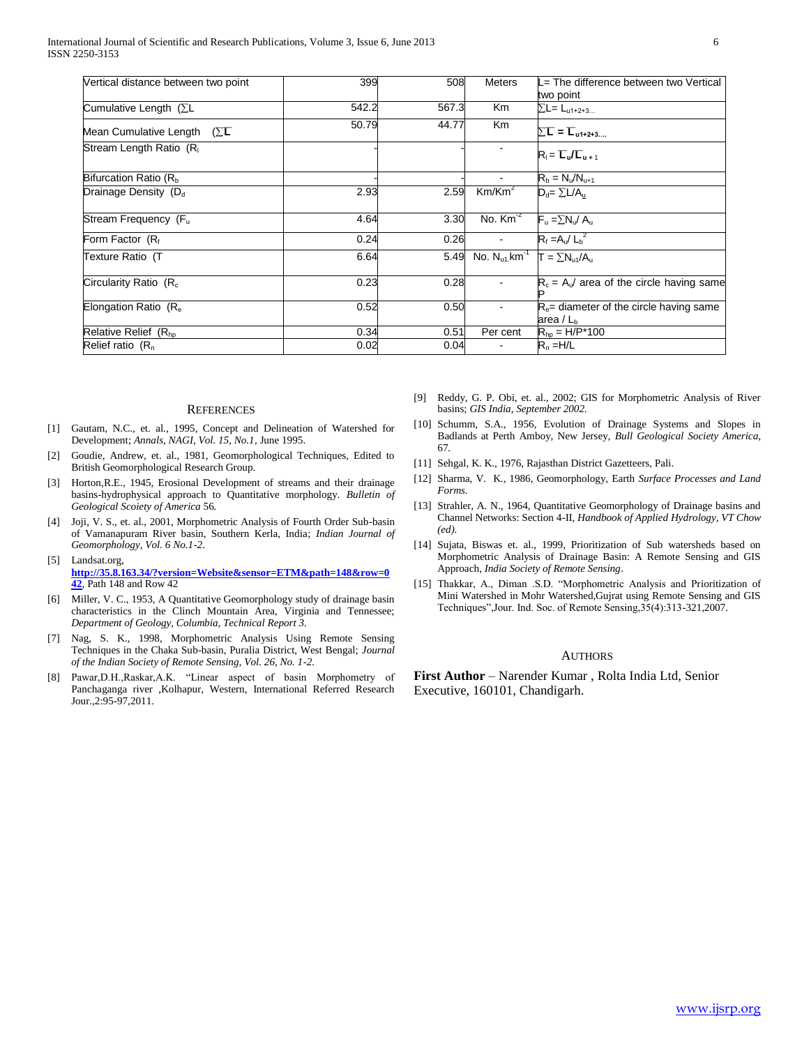| | | | | |
|---|---|---|---|---|
| Vertical distance between two point | 399 | 508 | Meters | L= The difference between two Vertical two point |
| Cumulative Length (∑L | 542.2 | 567.3 | Km | $\sum L = L_{u1+2+3...}$ |
| Mean Cumulative Length (∑$\bar{L}$ | 50.79 | 44.77 | Km | $\sum \bar{L} = \bar{L}_{u1+2+3....}$ |
| Stream Length Ratio ($R_l$ | - | - | - | $R_l = \bar{L}_u / \bar{L}_{u+1}$ |
| Bifurcation Ratio ($R_b$ | - | - | - | $R_b = N_u/N_{u+1}$ |
| Drainage Density ($D_d$ | 2.93 | 2.59 | $Km/Km^2$ | $D_d = \sum L/A_u$ |
| Stream Frequency ($F_u$ | 4.64 | 3.30 | No. $Km^{-2}$ | $F_u = \sum N_u / A_u$ |
| Form Factor ($R_f$ | 0.24 | 0.26 | - | $R_f = A_u / L_b^2$ |
| Texture Ratio (T | 6.64 | 5.49 | No. $N_{u1}$.$km^{-1}$ | $T = \sum N_{u1}/A_u$ |
| Circularity Ratio ($R_c$ | 0.23 | 0.28 | - | $R_c = A_u$/ area of the circle having same P |
| Elongation Ratio ($R_e$ | 0.52 | 0.50 | - | $R_e$= diameter of the circle having same area / $L_b$ |
| Relative Relief ($R_{hp}$ | 0.34 | 0.51 | Per cent | $R_{hp} = H/P*100$ |
| Relief ratio ($R_n$ | 0.02 | 0.04 | - | $R_n = H/L$ |

## REFERENCES

[1] Gautam, N.C., et. al., 1995, Concept and Delineation of Watershed for Development; *Annals, NAGI, Vol. 15, No.1*, June 1995.

[2] Goudie, Andrew, et. al., 1981, Geomorphological Techniques, Edited to British Geomorphological Research Group.

[3] Horton,R.E., 1945, Erosional Development of streams and their drainage basins-hydrophysical approach to Quantitative morphology. *Bulletin of Geological Scoiety of America* 56.

[4] Joji, V. S., et. al., 2001, Morphometric Analysis of Fourth Order Sub-basin of Vamanapuram River basin, Southern Kerla, India; *Indian Journal of Geomorphology, Vol. 6 No.1-2*.

[5] Landsat.org, **http://35.8.163.34/?version=Website&sensor=ETM&path=148&row=042**, Path 148 and Row 42

[6] Miller, V. C., 1953, A Quantitative Geomorphology study of drainage basin characteristics in the Clinch Mountain Area, Virginia and Tennessee; *Department of Geology, Columbia, Technical Report 3*.

[7] Nag, S. K., 1998, Morphometric Analysis Using Remote Sensing Techniques in the Chaka Sub-basin, Puralia District, West Bengal; *Journal of the Indian Society of Remote Sensing, Vol. 26, No. 1-2*.

[8] Pawar,D.H.,Raskar,A.K. "Linear aspect of basin Morphometry of Panchaganga river ,Kolhapur, Western, International Referred Research Jour.,2:95-97,2011.

[9] Reddy, G. P. Obi, et. al., 2002; GIS for Morphometric Analysis of River basins; *GIS India, September 2002.*

[10] Schumm, S.A., 1956, Evolution of Drainage Systems and Slopes in Badlands at Perth Amboy, New Jersey, *Bull Geological Society America*, 67.

[11] Sehgal, K. K., 1976, Rajasthan District Gazetteers, Pali.

[12] Sharma, V. K., 1986, Geomorphology, Earth *Surface Processes and Land Forms.*

[13] Strahler, A. N., 1964, Quantitative Geomorphology of Drainage basins and Channel Networks: Section 4-II, *Handbook of Applied Hydrology, VT Chow (ed).*

[14] Sujata, Biswas et. al., 1999, Prioritization of Sub watersheds based on Morphometric Analysis of Drainage Basin: A Remote Sensing and GIS Approach, *India Society of Remote Sensing*.

[15] Thakkar, A., Diman .S.D. "Morphometric Analysis and Prioritization of Mini Watershed in Mohr Watershed,Gujrat using Remote Sensing and GIS Techniques",Jour. Ind. Soc. of Remote Sensing,35(4):313-321,2007.

## AUTHORS

**First Author** – Narender Kumar , Rolta India Ltd, Senior Executive, 160101, Chandigarh.